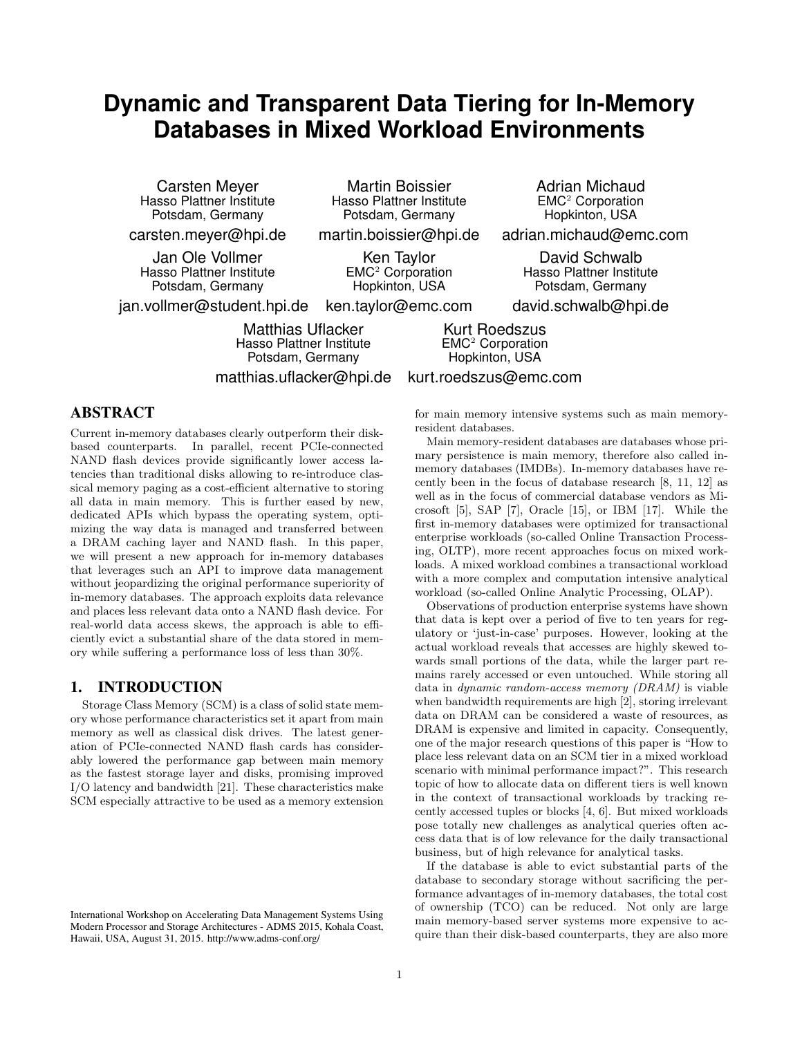# Dynamic and Transparent Data Tiering for In-Memory Databases in Mixed Workload Environments

Carsten Meyer
Hasso Plattner Institute
Potsdam, Germany
carsten.meyer@hpi.de

Martin Boissier
Hasso Plattner Institute
Potsdam, Germany
martin.boissier@hpi.de

Adrian Michaud
EMC[2] Corporation
Hopkinton, USA
adrian.michaud@emc.com

Jan Ole Vollmer
Hasso Plattner Institute
Potsdam, Germany
jan.vollmer@student.hpi.de

Ken Taylor
EMC[2] Corporation
Hopkinton, USA
ken.taylor@emc.com

David Schwalb
Hasso Plattner Institute
Potsdam, Germany
david.schwalb@hpi.de

Matthias Uflacker
Hasso Plattner Institute
Potsdam, Germany
matthias.uflacker@hpi.de

Kurt Roedszus
EMC[2] Corporation
Hopkinton, USA
kurt.roedszus@emc.com

## ABSTRACT

Current in-memory databases clearly outperform their disk-based counterparts. In parallel, recent PCIe-connected NAND flash devices provide significantly lower access latencies than traditional disks allowing to re-introduce classical memory paging as a cost-efficient alternative to storing all data in main memory. This is further eased by new, dedicated APIs which bypass the operating system, optimizing the way data is managed and transferred between a DRAM caching layer and NAND flash. In this paper, we will present a new approach for in-memory databases that leverages such an API to improve data management without jeopardizing the original performance superiority of in-memory databases. The approach exploits data relevance and places less relevant data onto a NAND flash device. For real-world data access skews, the approach is able to efficiently evict a substantial share of the data stored in memory while suffering a performance loss of less than 30%.

## 1. INTRODUCTION

Storage Class Memory (SCM) is a class of solid state memory whose performance characteristics set it apart from main memory as well as classical disk drives. The latest generation of PCIe-connected NAND flash cards has considerably lowered the performance gap between main memory as the fastest storage layer and disks, promising improved I/O latency and bandwidth [21]. These characteristics make SCM especially attractive to be used as a memory extension for main memory intensive systems such as main memory-resident databases.

Main memory-resident databases are databases whose primary persistence is main memory, therefore also called in-memory databases (IMDBs). In-memory databases have recently been in the focus of database research [8, 11, 12] as well as in the focus of commercial database vendors as Microsoft [5], SAP [7], Oracle [15], or IBM [17]. While the first in-memory databases were optimized for transactional enterprise workloads (so-called Online Transaction Processing, OLTP), more recent approaches focus on mixed workloads. A mixed workload combines a transactional workload with a more complex and computation intensive analytical workload (so-called Online Analytic Processing, OLAP).

Observations of production enterprise systems have shown that data is kept over a period of five to ten years for regulatory or 'just-in-case' purposes. However, looking at the actual workload reveals that accesses are highly skewed towards small portions of the data, while the larger part remains rarely accessed or even untouched. While storing all data in *dynamic random-access memory (DRAM)* is viable when bandwidth requirements are high [2], storing irrelevant data on DRAM can be considered a waste of resources, as DRAM is expensive and limited in capacity. Consequently, one of the major research questions of this paper is "How to place less relevant data on an SCM tier in a mixed workload scenario with minimal performance impact?". This research topic of how to allocate data on different tiers is well known in the context of transactional workloads by tracking recently accessed tuples or blocks [4, 6]. But mixed workloads pose totally new challenges as analytical queries often access data that is of low relevance for the daily transactional business, but of high relevance for analytical tasks.

If the database is able to evict substantial parts of the database to secondary storage without sacrificing the performance advantages of in-memory databases, the total cost of ownership (TCO) can be reduced. Not only are large main memory-based server systems more expensive to acquire than their disk-based counterparts, they are also more

International Workshop on Accelerating Data Management Systems Using Modern Processor and Storage Architectures - ADMS 2015, Kohala Coast, Hawaii, USA, August 31, 2015. http://www.adms-conf.org/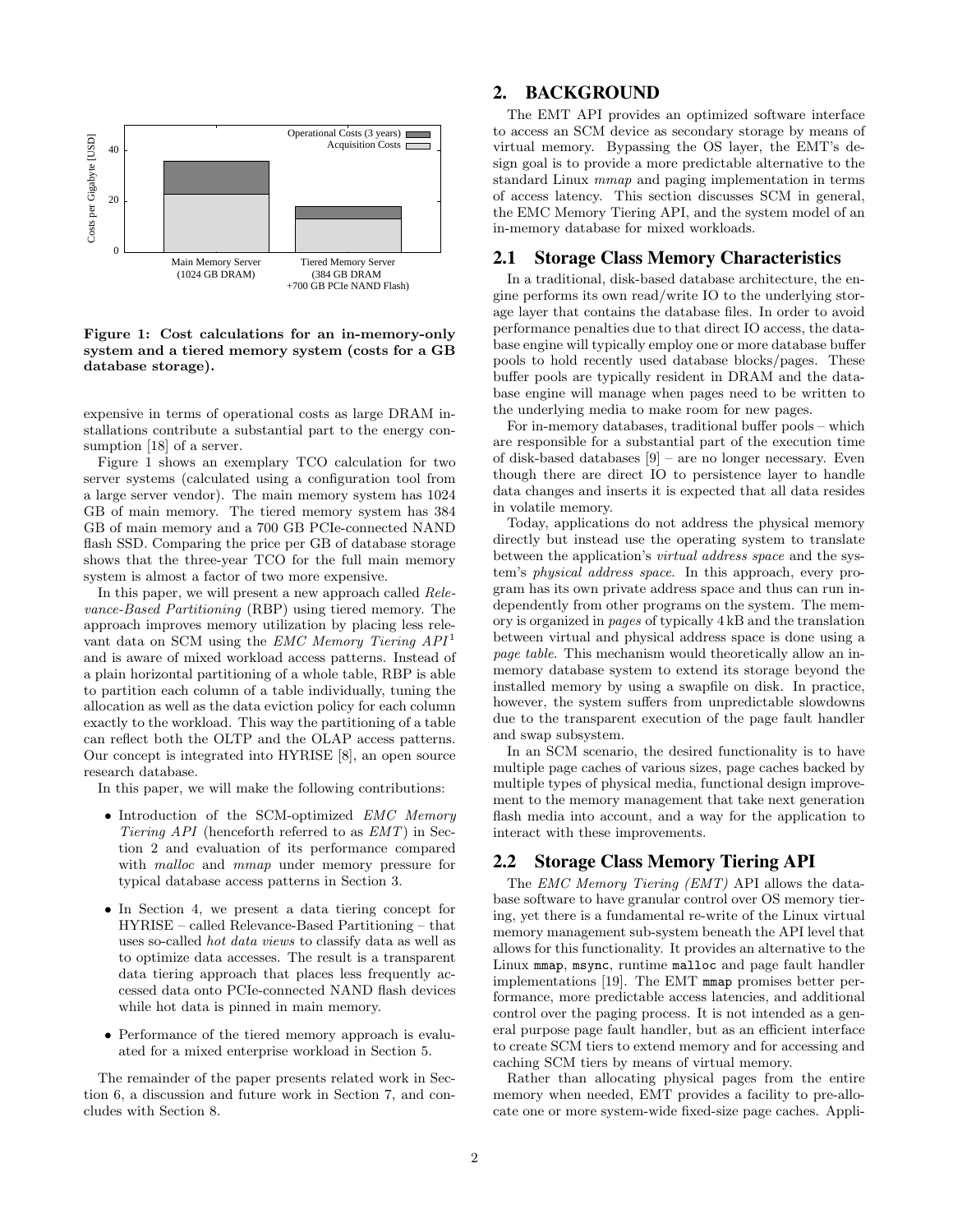Figure 1: Cost calculations for an in-memory-only system and a tiered memory system (costs for a GB database storage).

expensive in terms of operational costs as large DRAM installations contribute a substantial part to the energy consumption [18] of a server.

Figure 1 shows an exemplary TCO calculation for two server systems (calculated using a configuration tool from a large server vendor). The main memory system has 1024 GB of main memory. The tiered memory system has 384 GB of main memory and a 700 GB PCIe-connected NAND flash SSD. Comparing the price per GB of database storage shows that the three-year TCO for the full main memory system is almost a factor of two more expensive.

In this paper, we will present a new approach called *Relevance-Based Partitioning* (RBP) using tiered memory. The approach improves memory utilization by placing less relevant data on SCM using the *EMC Memory Tiering API*[1] and is aware of mixed workload access patterns. Instead of a plain horizontal partitioning of a whole table, RBP is able to partition each column of a table individually, tuning the allocation as well as the data eviction policy for each column exactly to the workload. This way the partitioning of a table can reflect both the OLTP and the OLAP access patterns. Our concept is integrated into HYRISE [8], an open source research database.

In this paper, we will make the following contributions:

- Introduction of the SCM-optimized *EMC Memory Tiering API* (henceforth referred to as *EMT*) in Section 2 and evaluation of its performance compared with *malloc* and *mmap* under memory pressure for typical database access patterns in Section 3.
- In Section 4, we present a data tiering concept for HYRISE – called Relevance-Based Partitioning – that uses so-called *hot data views* to classify data as well as to optimize data accesses. The result is a transparent data tiering approach that places less frequently accessed data onto PCIe-connected NAND flash devices while hot data is pinned in main memory.
- Performance of the tiered memory approach is evaluated for a mixed enterprise workload in Section 5.

The remainder of the paper presents related work in Section 6, a discussion and future work in Section 7, and concludes with Section 8.

# 2. BACKGROUND

The EMT API provides an optimized software interface to access an SCM device as secondary storage by means of virtual memory. Bypassing the OS layer, the EMT's design goal is to provide a more predictable alternative to the standard Linux *mmap* and paging implementation in terms of access latency. This section discusses SCM in general, the EMC Memory Tiering API, and the system model of an in-memory database for mixed workloads.

## 2.1 Storage Class Memory Characteristics

In a traditional, disk-based database architecture, the engine performs its own read/write IO to the underlying storage layer that contains the database files. In order to avoid performance penalties due to that direct IO access, the database engine will typically employ one or more database buffer pools to hold recently used database blocks/pages. These buffer pools are typically resident in DRAM and the database engine will manage when pages need to be written to the underlying media to make room for new pages.

For in-memory databases, traditional buffer pools – which are responsible for a substantial part of the execution time of disk-based databases [9] – are no longer necessary. Even though there are direct IO to persistence layer to handle data changes and inserts it is expected that all data resides in volatile memory.

Today, applications do not address the physical memory directly but instead use the operating system to translate between the application's *virtual address space* and the system's *physical address space*. In this approach, every program has its own private address space and thus can run independently from other programs on the system. The memory is organized in *pages* of typically 4 kB and the translation between virtual and physical address space is done using a *page table*. This mechanism would theoretically allow an in-memory database system to extend its storage beyond the installed memory by using a swapfile on disk. In practice, however, the system suffers from unpredictable slowdowns due to the transparent execution of the page fault handler and swap subsystem.

In an SCM scenario, the desired functionality is to have multiple page caches of various sizes, page caches backed by multiple types of physical media, functional design improvement to the memory management that take next generation flash media into account, and a way for the application to interact with these improvements.

## 2.2 Storage Class Memory Tiering API

The *EMC Memory Tiering (EMT)* API allows the database software to have granular control over OS memory tiering, yet there is a fundamental re-write of the Linux virtual memory management sub-system beneath the API level that allows for this functionality. It provides an alternative to the Linux `mmap`, `msync`, runtime `malloc` and page fault handler implementations [19]. The EMT `mmap` promises better performance, more predictable access latencies, and additional control over the paging process. It is not intended as a general purpose page fault handler, but as an efficient interface to create SCM tiers to extend memory and for accessing and caching SCM tiers by means of virtual memory.

Rather than allocating physical pages from the entire memory when needed, EMT provides a facility to pre-allocate one or more system-wide fixed-size page caches. Appli-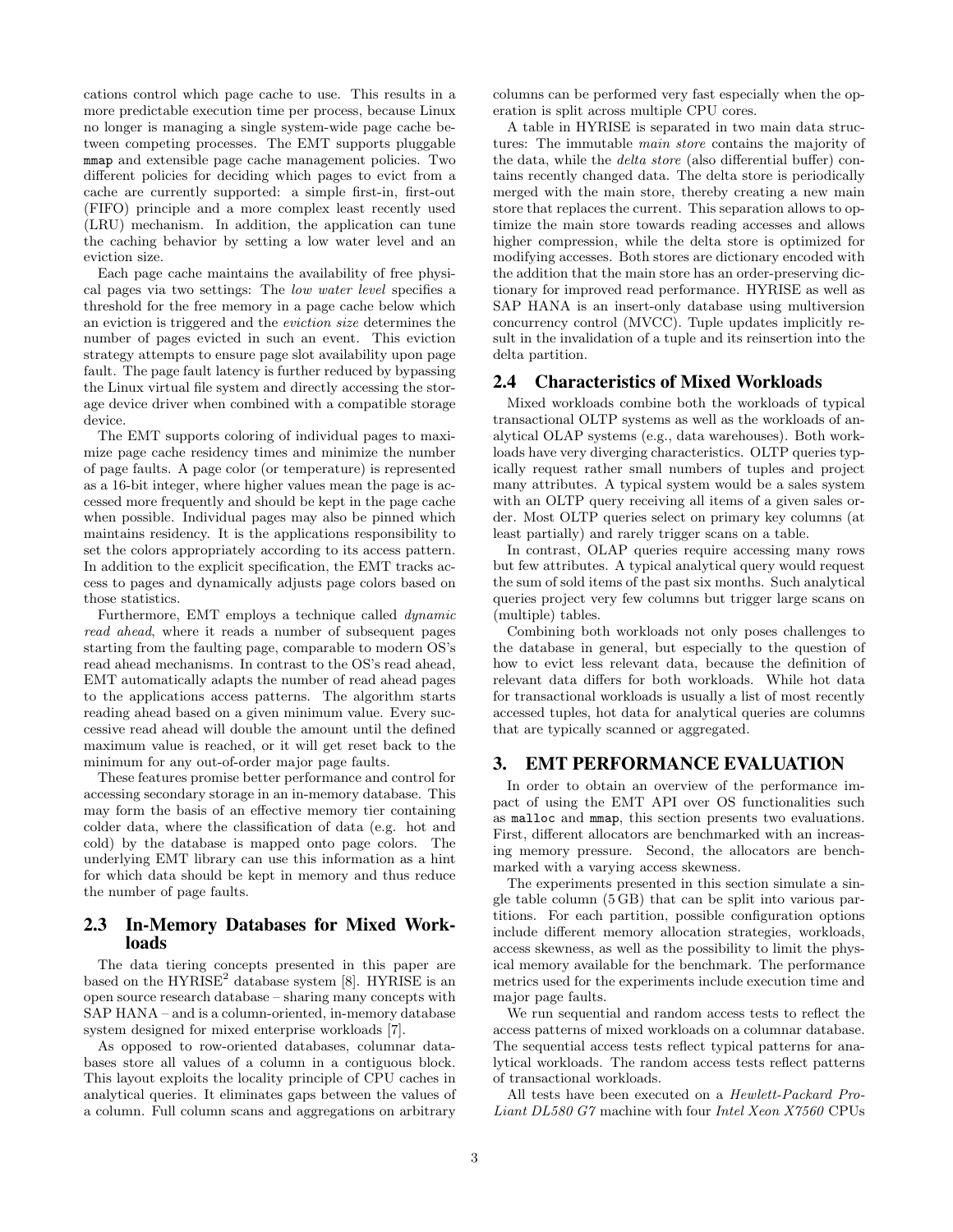cations control which page cache to use. This results in a more predictable execution time per process, because Linux no longer is managing a single system-wide page cache between competing processes. The EMT supports pluggable `mmap` and extensible page cache management policies. Two different policies for deciding which pages to evict from a cache are currently supported: a simple first-in, first-out (FIFO) principle and a more complex least recently used (LRU) mechanism. In addition, the application can tune the caching behavior by setting a low water level and an eviction size.

Each page cache maintains the availability of free physical pages via two settings: The *low water level* specifies a threshold for the free memory in a page cache below which an eviction is triggered and the *eviction size* determines the number of pages evicted in such an event. This eviction strategy attempts to ensure page slot availability upon page fault. The page fault latency is further reduced by bypassing the Linux virtual file system and directly accessing the storage device driver when combined with a compatible storage device.

The EMT supports coloring of individual pages to maximize page cache residency times and minimize the number of page faults. A page color (or temperature) is represented as a 16-bit integer, where higher values mean the page is accessed more frequently and should be kept in the page cache when possible. Individual pages may also be pinned which maintains residency. It is the applications responsibility to set the colors appropriately according to its access pattern. In addition to the explicit specification, the EMT tracks access to pages and dynamically adjusts page colors based on those statistics.

Furthermore, EMT employs a technique called *dynamic read ahead*, where it reads a number of subsequent pages starting from the faulting page, comparable to modern OS's read ahead mechanisms. In contrast to the OS's read ahead, EMT automatically adapts the number of read ahead pages to the applications access patterns. The algorithm starts reading ahead based on a given minimum value. Every successive read ahead will double the amount until the defined maximum value is reached, or it will get reset back to the minimum for any out-of-order major page faults.

These features promise better performance and control for accessing secondary storage in an in-memory database. This may form the basis of an effective memory tier containing colder data, where the classification of data (e.g. hot and cold) by the database is mapped onto page colors. The underlying EMT library can use this information as a hint for which data should be kept in memory and thus reduce the number of page faults.

### 2.3 In-Memory Databases for Mixed Workloads

The data tiering concepts presented in this paper are based on the HYRISE[2] database system [8]. HYRISE is an open source research database – sharing many concepts with SAP HANA – and is a column-oriented, in-memory database system designed for mixed enterprise workloads [7].

As opposed to row-oriented databases, columnar databases store all values of a column in a contiguous block. This layout exploits the locality principle of CPU caches in analytical queries. It eliminates gaps between the values of a column. Full column scans and aggregations on arbitrary columns can be performed very fast especially when the operation is split across multiple CPU cores.

A table in HYRISE is separated in two main data structures: The immutable *main store* contains the majority of the data, while the *delta store* (also differential buffer) contains recently changed data. The delta store is periodically merged with the main store, thereby creating a new main store that replaces the current. This separation allows to optimize the main store towards reading accesses and allows higher compression, while the delta store is optimized for modifying accesses. Both stores are dictionary encoded with the addition that the main store has an order-preserving dictionary for improved read performance. HYRISE as well as SAP HANA is an insert-only database using multiversion concurrency control (MVCC). Tuple updates implicitly result in the invalidation of a tuple and its reinsertion into the delta partition.

### 2.4 Characteristics of Mixed Workloads

Mixed workloads combine both the workloads of typical transactional OLTP systems as well as the workloads of analytical OLAP systems (e.g., data warehouses). Both workloads have very diverging characteristics. OLTP queries typically request rather small numbers of tuples and project many attributes. A typical system would be a sales system with an OLTP query receiving all items of a given sales order. Most OLTP queries select on primary key columns (at least partially) and rarely trigger scans on a table.

In contrast, OLAP queries require accessing many rows but few attributes. A typical analytical query would request the sum of sold items of the past six months. Such analytical queries project very few columns but trigger large scans on (multiple) tables.

Combining both workloads not only poses challenges to the database in general, but especially to the question of how to evict less relevant data, because the definition of relevant data differs for both workloads. While hot data for transactional workloads is usually a list of most recently accessed tuples, hot data for analytical queries are columns that are typically scanned or aggregated.

## 3. EMT PERFORMANCE EVALUATION

In order to obtain an overview of the performance impact of using the EMT API over OS functionalities such as `malloc` and `mmap`, this section presents two evaluations. First, different allocators are benchmarked with an increasing memory pressure. Second, the allocators are benchmarked with a varying access skewness.

The experiments presented in this section simulate a single table column (5 GB) that can be split into various partitions. For each partition, possible configuration options include different memory allocation strategies, workloads, access skewness, as well as the possibility to limit the physical memory available for the benchmark. The performance metrics used for the experiments include execution time and major page faults.

We run sequential and random access tests to reflect the access patterns of mixed workloads on a columnar database. The sequential access tests reflect typical patterns for analytical workloads. The random access tests reflect patterns of transactional workloads.

All tests have been executed on a *Hewlett-Packard ProLiant DL580 G7* machine with four *Intel Xeon X7560* CPUs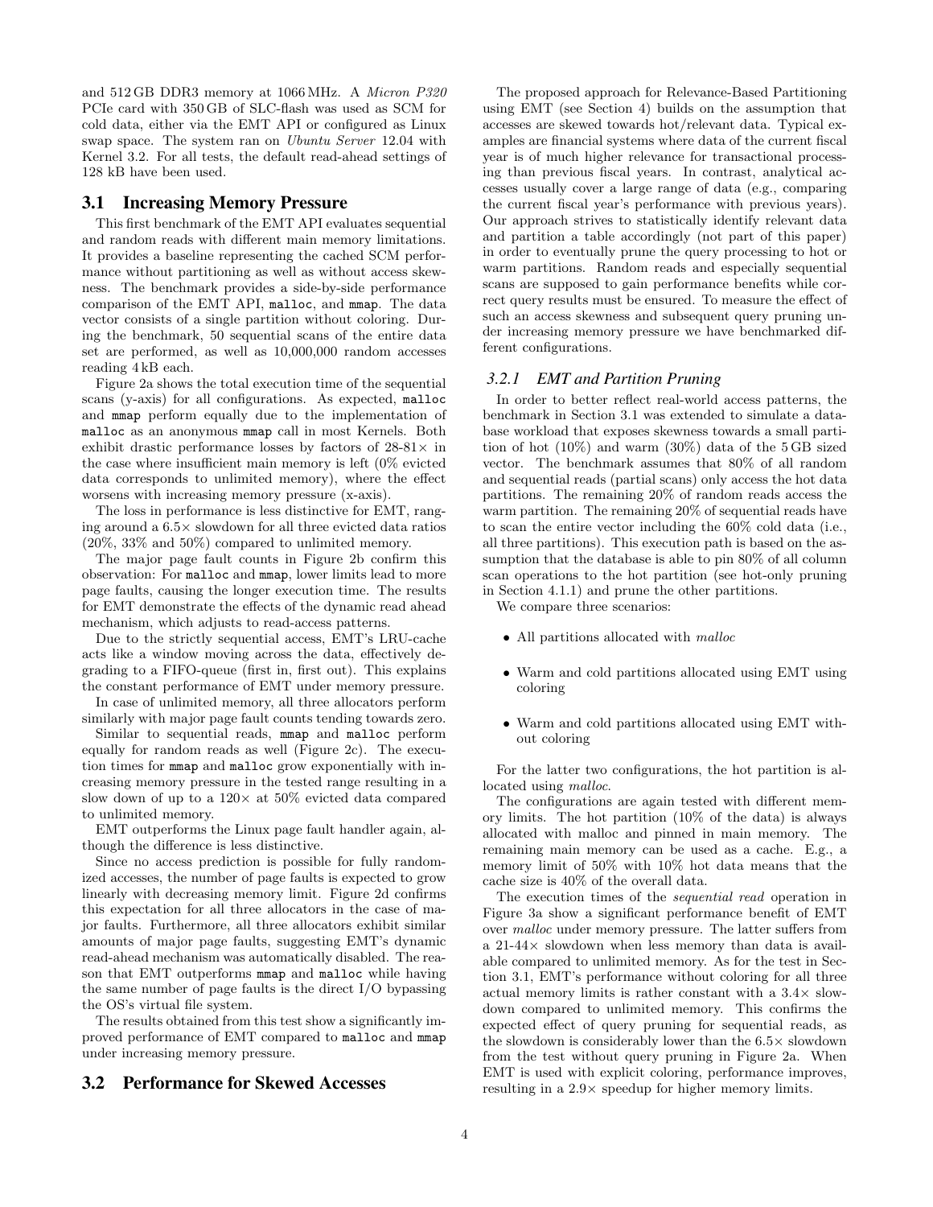and 512 GB DDR3 memory at 1066 MHz. A *Micron P320* PCIe card with 350 GB of SLC-flash was used as SCM for cold data, either via the EMT API or configured as Linux swap space. The system ran on *Ubuntu Server* 12.04 with Kernel 3.2. For all tests, the default read-ahead settings of 128 kB have been used.

## 3.1 Increasing Memory Pressure

This first benchmark of the EMT API evaluates sequential and random reads with different main memory limitations. It provides a baseline representing the cached SCM performance without partitioning as well as without access skewness. The benchmark provides a side-by-side performance comparison of the EMT API, `malloc`, and `mmap`. The data vector consists of a single partition without coloring. During the benchmark, 50 sequential scans of the entire data set are performed, as well as 10,000,000 random accesses reading 4 kB each.

Figure 2a shows the total execution time of the sequential scans (y-axis) for all configurations. As expected, `malloc` and `mmap` perform equally due to the implementation of `malloc` as an anonymous `mmap` call in most Kernels. Both exhibit drastic performance losses by factors of 28-81× in the case where insufficient main memory is left (0% evicted data corresponds to unlimited memory), where the effect worsens with increasing memory pressure (x-axis).

The loss in performance is less distinctive for EMT, ranging around a 6.5× slowdown for all three evicted data ratios (20%, 33% and 50%) compared to unlimited memory.

The major page fault counts in Figure 2b confirm this observation: For `malloc` and `mmap`, lower limits lead to more page faults, causing the longer execution time. The results for EMT demonstrate the effects of the dynamic read ahead mechanism, which adjusts to read-access patterns.

Due to the strictly sequential access, EMT's LRU-cache acts like a window moving across the data, effectively degrading to a FIFO-queue (first in, first out). This explains the constant performance of EMT under memory pressure.

In case of unlimited memory, all three allocators perform similarly with major page fault counts tending towards zero.

Similar to sequential reads, `mmap` and `malloc` perform equally for random reads as well (Figure 2c). The execution times for `mmap` and `malloc` grow exponentially with increasing memory pressure in the tested range resulting in a slow down of up to a 120× at 50% evicted data compared to unlimited memory.

EMT outperforms the Linux page fault handler again, although the difference is less distinctive.

Since no access prediction is possible for fully randomized accesses, the number of page faults is expected to grow linearly with decreasing memory limit. Figure 2d confirms this expectation for all three allocators in the case of major faults. Furthermore, all three allocators exhibit similar amounts of major page faults, suggesting EMT's dynamic read-ahead mechanism was automatically disabled. The reason that EMT outperforms `mmap` and `malloc` while having the same number of page faults is the direct I/O bypassing the OS's virtual file system.

The results obtained from this test show a significantly improved performance of EMT compared to `malloc` and `mmap` under increasing memory pressure.

## 3.2 Performance for Skewed Accesses

The proposed approach for Relevance-Based Partitioning using EMT (see Section 4) builds on the assumption that accesses are skewed towards hot/relevant data. Typical examples are financial systems where data of the current fiscal year is of much higher relevance for transactional processing than previous fiscal years. In contrast, analytical accesses usually cover a large range of data (e.g., comparing the current fiscal year's performance with previous years). Our approach strives to statistically identify relevant data and partition a table accordingly (not part of this paper) in order to eventually prune the query processing to hot or warm partitions. Random reads and especially sequential scans are supposed to gain performance benefits while correct query results must be ensured. To measure the effect of such an access skewness and subsequent query pruning under increasing memory pressure we have benchmarked different configurations.

### 3.2.1 EMT and Partition Pruning

In order to better reflect real-world access patterns, the benchmark in Section 3.1 was extended to simulate a database workload that exposes skewness towards a small partition of hot (10%) and warm (30%) data of the 5 GB sized vector. The benchmark assumes that 80% of all random and sequential reads (partial scans) only access the hot data partitions. The remaining 20% of random reads access the warm partition. The remaining 20% of sequential reads have to scan the entire vector including the 60% cold data (i.e., all three partitions). This execution path is based on the assumption that the database is able to pin 80% of all column scan operations to the hot partition (see hot-only pruning in Section 4.1.1) and prune the other partitions.

We compare three scenarios:

- All partitions allocated with *malloc*
- Warm and cold partitions allocated using EMT using coloring
- Warm and cold partitions allocated using EMT without coloring

For the latter two configurations, the hot partition is allocated using *malloc*.

The configurations are again tested with different memory limits. The hot partition (10% of the data) is always allocated with malloc and pinned in main memory. The remaining main memory can be used as a cache. E.g., a memory limit of 50% with 10% hot data means that the cache size is 40% of the overall data.

The execution times of the *sequential read* operation in Figure 3a show a significant performance benefit of EMT over *malloc* under memory pressure. The latter suffers from a 21-44× slowdown when less memory than data is available compared to unlimited memory. As for the test in Section 3.1, EMT's performance without coloring for all three actual memory limits is rather constant with a 3.4× slowdown compared to unlimited memory. This confirms the expected effect of query pruning for sequential reads, as the slowdown is considerably lower than the 6.5× slowdown from the test without query pruning in Figure 2a. When EMT is used with explicit coloring, performance improves, resulting in a 2.9× speedup for higher memory limits.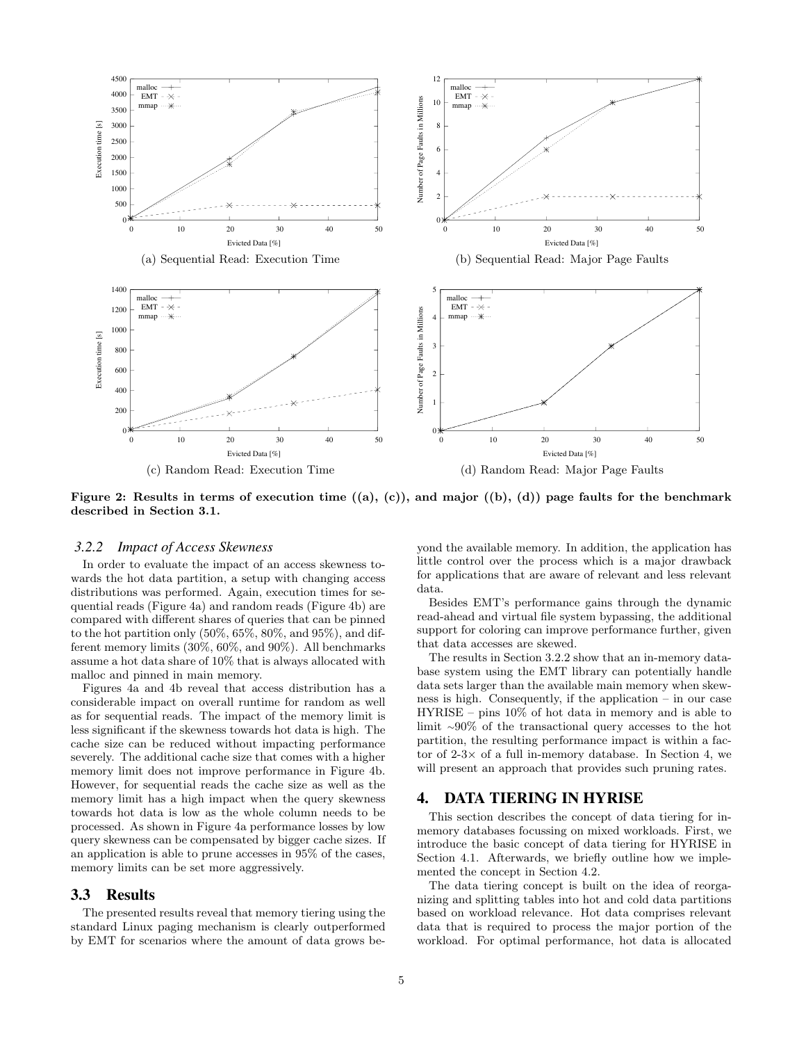(a) Sequential Read: Execution Time

(b) Sequential Read: Major Page Faults

(c) Random Read: Execution Time

(d) Random Read: Major Page Faults

**Figure 2: Results in terms of execution time ((a), (c)), and major ((b), (d)) page faults for the benchmark described in Section 3.1.**

### 3.2.2 Impact of Access Skewness

In order to evaluate the impact of an access skewness towards the hot data partition, a setup with changing access distributions was performed. Again, execution times for sequential reads (Figure 4a) and random reads (Figure 4b) are compared with different shares of queries that can be pinned to the hot partition only (50%, 65%, 80%, and 95%), and different memory limits (30%, 60%, and 90%). All benchmarks assume a hot data share of 10% that is always allocated with malloc and pinned in main memory.

Figures 4a and 4b reveal that access distribution has a considerable impact on overall runtime for random as well as for sequential reads. The impact of the memory limit is less significant if the skewness towards hot data is high. The cache size can be reduced without impacting performance severely. The additional cache size that comes with a higher memory limit does not improve performance in Figure 4b. However, for sequential reads the cache size as well as the memory limit has a high impact when the query skewness towards hot data is low as the whole column needs to be processed. As shown in Figure 4a performance losses by low query skewness can be compensated by bigger cache sizes. If an application is able to prune accesses in 95% of the cases, memory limits can be set more aggressively.

## 3.3 Results

The presented results reveal that memory tiering using the standard Linux paging mechanism is clearly outperformed by EMT for scenarios where the amount of data grows beyond the available memory. In addition, the application has little control over the process which is a major drawback for applications that are aware of relevant and less relevant data.

Besides EMT's performance gains through the dynamic read-ahead and virtual file system bypassing, the additional support for coloring can improve performance further, given that data accesses are skewed.

The results in Section 3.2.2 show that an in-memory database system using the EMT library can potentially handle data sets larger than the available main memory when skewness is high. Consequently, if the application – in our case HYRISE – pins 10% of hot data in memory and is able to limit ~90% of the transactional query accesses to the hot partition, the resulting performance impact is within a factor of 2-3× of a full in-memory database. In Section 4, we will present an approach that provides such pruning rates.

# 4. DATA TIERING IN HYRISE

This section describes the concept of data tiering for in-memory databases focussing on mixed workloads. First, we introduce the basic concept of data tiering for HYRISE in Section 4.1. Afterwards, we briefly outline how we implemented the concept in Section 4.2.

The data tiering concept is built on the idea of reorganizing and splitting tables into hot and cold data partitions based on workload relevance. Hot data comprises relevant data that is required to process the major portion of the workload. For optimal performance, hot data is allocated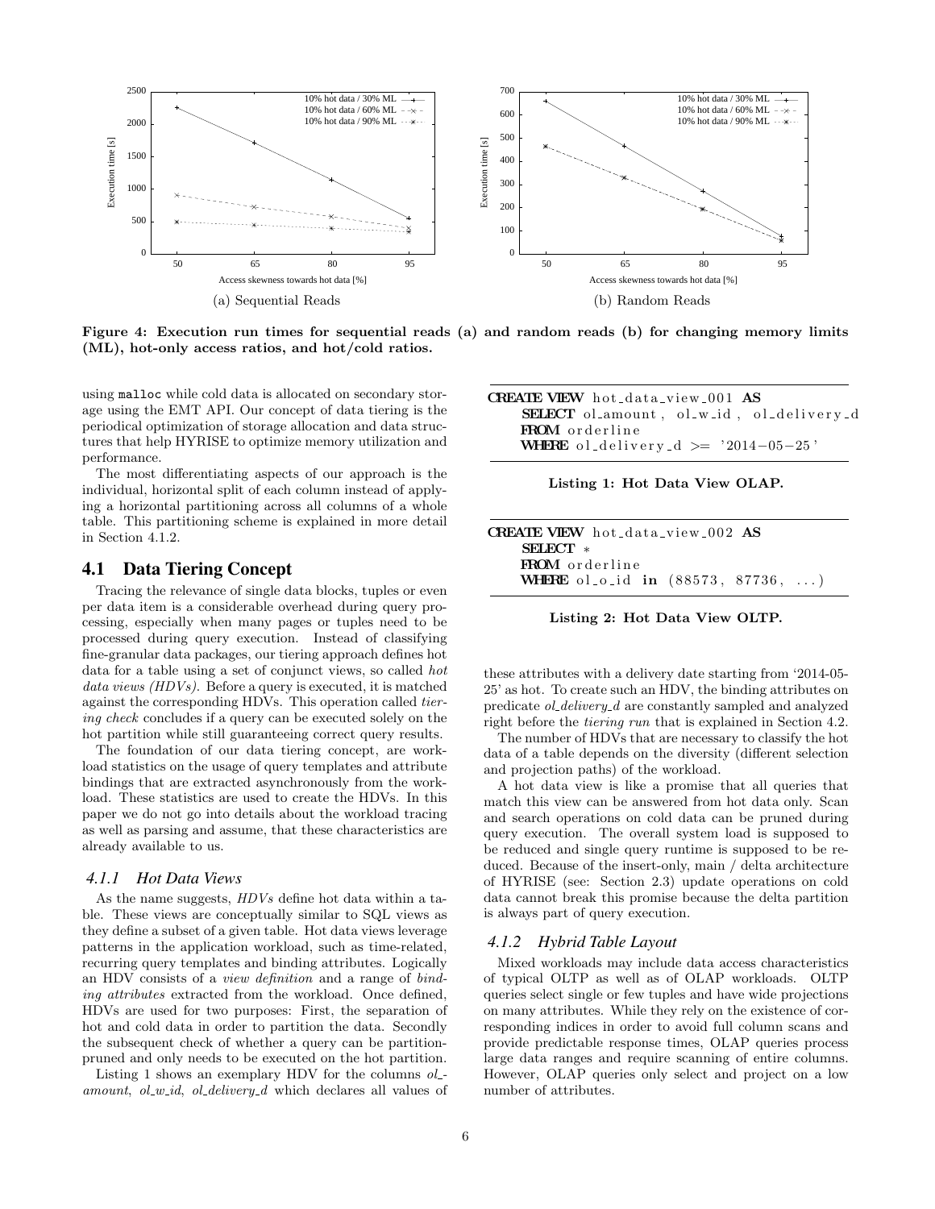(a) Sequential Reads

(b) Random Reads

**Figure 4: Execution run times for sequential reads (a) and random reads (b) for changing memory limits (ML), hot-only access ratios, and hot/cold ratios.**

using `malloc` while cold data is allocated on secondary storage using the EMT API. Our concept of data tiering is the periodical optimization of storage allocation and data structures that help HYRISE to optimize memory utilization and performance.

The most differentiating aspects of our approach is the individual, horizontal split of each column instead of applying a horizontal partitioning across all columns of a whole table. This partitioning scheme is explained in more detail in Section 4.1.2.

## 4.1 Data Tiering Concept

Tracing the relevance of single data blocks, tuples or even per data item is a considerable overhead during query processing, especially when many pages or tuples need to be processed during query execution. Instead of classifying fine-granular data packages, our tiering approach defines hot data for a table using a set of conjunct views, so called *hot data views (HDVs)*. Before a query is executed, it is matched against the corresponding HDVs. This operation called *tiering check* concludes if a query can be executed solely on the hot partition while still guaranteeing correct query results.

The foundation of our data tiering concept, are workload statistics on the usage of query templates and attribute bindings that are extracted asynchronously from the workload. These statistics are used to create the HDVs. In this paper we do not go into details about the workload tracing as well as parsing and assume, that these characteristics are already available to us.

### 4.1.1 Hot Data Views

As the name suggests, *HDVs* define hot data within a table. These views are conceptually similar to SQL views as they define a subset of a given table. Hot data views leverage patterns in the application workload, such as time-related, recurring query templates and binding attributes. Logically an HDV consists of a *view definition* and a range of *binding attributes* extracted from the workload. Once defined, HDVs are used for two purposes: First, the separation of hot and cold data in order to partition the data. Secondly the subsequent check of whether a query can be partition-pruned and only needs to be executed on the hot partition.

Listing 1 shows an exemplary HDV for the columns *ol_amount*, *ol_w_id*, *ol_delivery_d* which declares all values of these attributes with a delivery date starting from '2014-05-25' as hot. To create such an HDV, the binding attributes on predicate *ol_delivery_d* are constantly sampled and analyzed right before the *tiering run* that is explained in Section 4.2.

```
CREATE VIEW hot_data_view_001 AS
    SELECT ol_amount, ol_w_id, ol_delivery_d
    FROM orderline
    WHERE ol_delivery_d >= '2014-05-25'
```

**Listing 1: Hot Data View OLAP.**

```
CREATE VIEW hot_data_view_002 AS
    SELECT *
    FROM orderline
    WHERE ol_o_id in (88573, 87736, ...)
```

**Listing 2: Hot Data View OLTP.**

The number of HDVs that are necessary to classify the hot data of a table depends on the diversity (different selection and projection paths) of the workload.

A hot data view is like a promise that all queries that match this view can be answered from hot data only. Scan and search operations on cold data can be pruned during query execution. The overall system load is supposed to be reduced and single query runtime is supposed to be reduced. Because of the insert-only, main / delta architecture of HYRISE (see: Section 2.3) update operations on cold data cannot break this promise because the delta partition is always part of query execution.

### 4.1.2 Hybrid Table Layout

Mixed workloads may include data access characteristics of typical OLTP as well as of OLAP workloads. OLTP queries select single or few tuples and have wide projections on many attributes. While they rely on the existence of corresponding indices in order to avoid full column scans and provide predictable response times, OLAP queries process large data ranges and require scanning of entire columns. However, OLAP queries only select and project on a low number of attributes.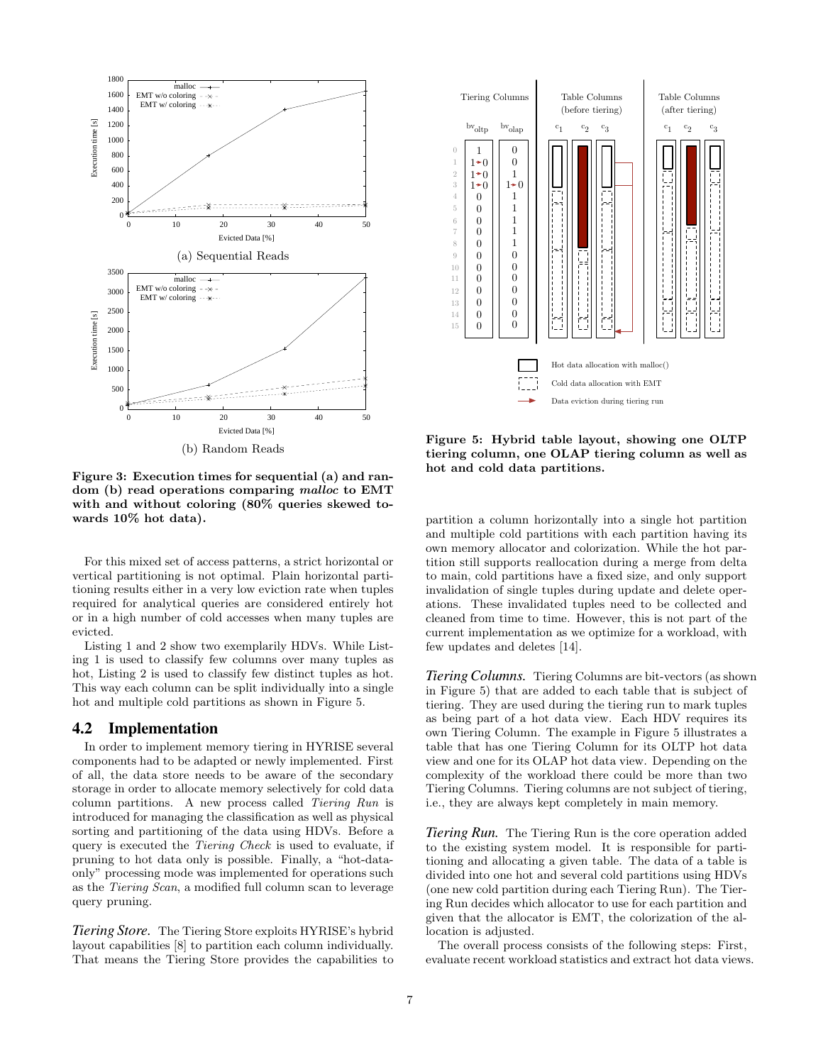Figure 3: Execution times for sequential (a) and random (b) read operations comparing *malloc* to EMT with and without coloring (80% queries skewed towards 10% hot data).

For this mixed set of access patterns, a strict horizontal or vertical partitioning is not optimal. Plain horizontal partitioning results either in a very low eviction rate when tuples required for analytical queries are considered entirely hot or in a high number of cold accesses when many tuples are evicted.

Listing 1 and 2 show two exemplarily HDVs. While Listing 1 is used to classify few columns over many tuples as hot, Listing 2 is used to classify few distinct tuples as hot. This way each column can be split individually into a single hot and multiple cold partitions as shown in Figure 5.

## 4.2 Implementation

In order to implement memory tiering in HYRISE several components had to be adapted or newly implemented. First of all, the data store needs to be aware of the secondary storage in order to allocate memory selectively for cold data column partitions. A new process called *Tiering Run* is introduced for managing the classification as well as physical sorting and partitioning of the data using HDVs. Before a query is executed the *Tiering Check* is used to evaluate, if pruning to hot data only is possible. Finally, a "hot-data-only" processing mode was implemented for operations such as the *Tiering Scan*, a modified full column scan to leverage query pruning.

***Tiering Store.*** The Tiering Store exploits HYRISE's hybrid layout capabilities [8] to partition each column individually. That means the Tiering Store provides the capabilities to partition a column horizontally into a single hot partition and multiple cold partitions with each partition having its own memory allocator and colorization. While the hot partition still supports reallocation during a merge from delta to main, cold partitions have a fixed size, and only support invalidation of single tuples during update and delete operations. These invalidated tuples need to be collected and cleaned from time to time. However, this is not part of the current implementation as we optimize for a workload, with few updates and deletes [14].

Figure 5: Hybrid table layout, showing one OLTP tiering column, one OLAP tiering column as well as hot and cold data partitions.

***Tiering Columns.*** Tiering Columns are bit-vectors (as shown in Figure 5) that are added to each table that is subject of tiering. They are used during the tiering run to mark tuples as being part of a hot data view. Each HDV requires its own Tiering Column. The example in Figure 5 illustrates a table that has one Tiering Column for its OLTP hot data view and one for its OLAP hot data view. Depending on the complexity of the workload there could be more than two Tiering Columns. Tiering columns are not subject of tiering, i.e., they are always kept completely in main memory.

***Tiering Run.*** The Tiering Run is the core operation added to the existing system model. It is responsible for partitioning and allocating a given table. The data of a table is divided into one hot and several cold partitions using HDVs (one new cold partition during each Tiering Run). The Tiering Run decides which allocator to use for each partition and given that the allocator is EMT, the colorization of the allocation is adjusted.

The overall process consists of the following steps: First, evaluate recent workload statistics and extract hot data views.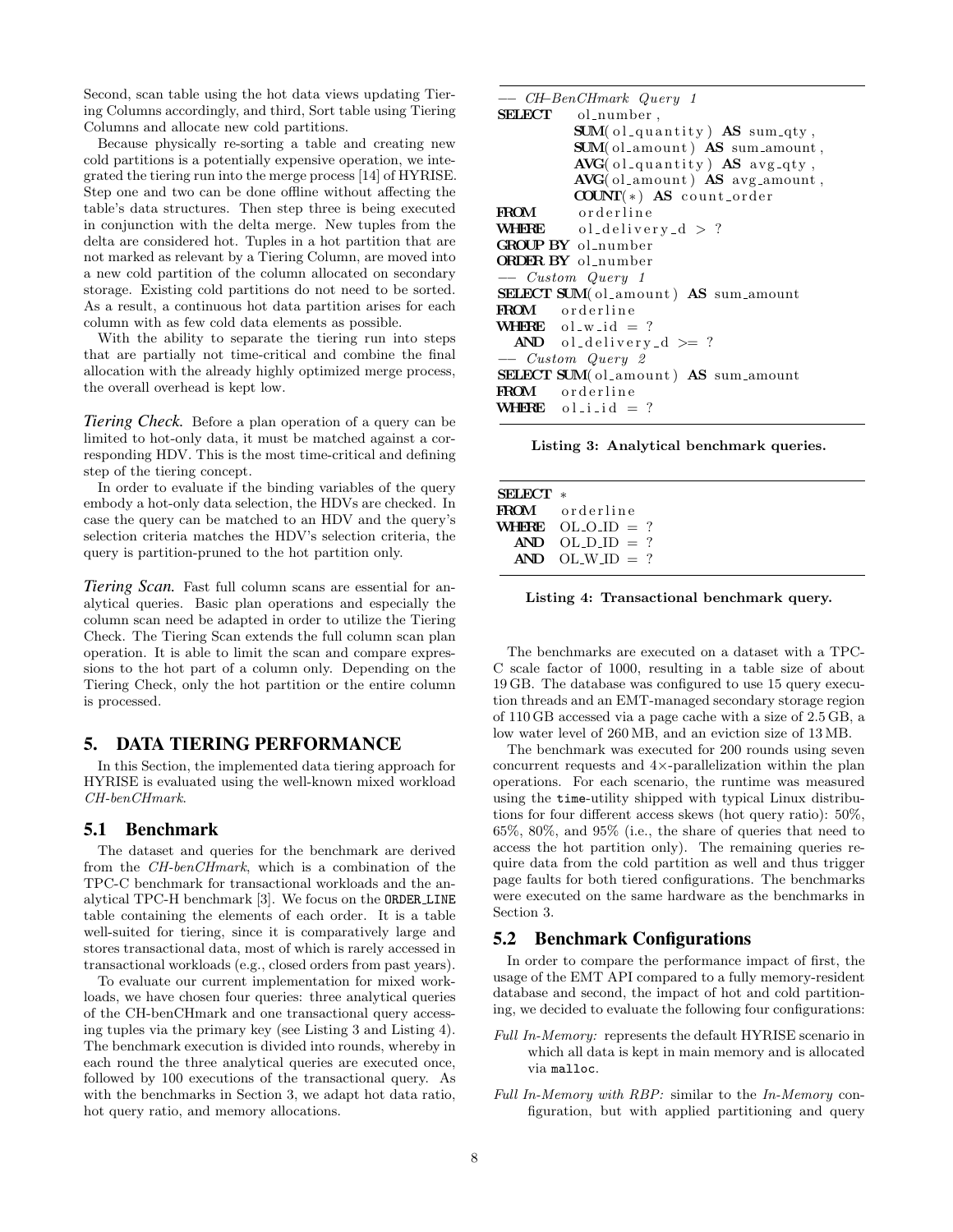Second, scan table using the hot data views updating Tiering Columns accordingly, and third, Sort table using Tiering Columns and allocate new cold partitions.

Because physically re-sorting a table and creating new cold partitions is a potentially expensive operation, we integrated the tiering run into the merge process [14] of HYRISE. Step one and two can be done offline without affecting the table's data structures. Then step three is being executed in conjunction with the delta merge. New tuples from the delta are considered hot. Tuples in a hot partition that are not marked as relevant by a Tiering Column, are moved into a new cold partition of the column allocated on secondary storage. Existing cold partitions do not need to be sorted. As a result, a continuous hot data partition arises for each column with as few cold data elements as possible.

With the ability to separate the tiering run into steps that are partially not time-critical and combine the final allocation with the already highly optimized merge process, the overall overhead is kept low.

***Tiering Check.*** Before a plan operation of a query can be limited to hot-only data, it must be matched against a corresponding HDV. This is the most time-critical and defining step of the tiering concept.

In order to evaluate if the binding variables of the query embody a hot-only data selection, the HDVs are checked. In case the query can be matched to an HDV and the query's selection criteria matches the HDV's selection criteria, the query is partition-pruned to the hot partition only.

***Tiering Scan.*** Fast full column scans are essential for analytical queries. Basic plan operations and especially the column scan need be adapted in order to utilize the Tiering Check. The Tiering Scan extends the full column scan plan operation. It is able to limit the scan and compare expressions to the hot part of a column only. Depending on the Tiering Check, only the hot partition or the entire column is processed.

## 5. DATA TIERING PERFORMANCE

In this Section, the implemented data tiering approach for HYRISE is evaluated using the well-known mixed workload *CH-benCHmark*.

### 5.1 Benchmark

The dataset and queries for the benchmark are derived from the *CH-benCHmark*, which is a combination of the TPC-C benchmark for transactional workloads and the analytical TPC-H benchmark [3]. We focus on the ORDER_LINE table containing the elements of each order. It is a table well-suited for tiering, since it is comparatively large and stores transactional data, most of which is rarely accessed in transactional workloads (e.g., closed orders from past years).

To evaluate our current implementation for mixed workloads, we have chosen four queries: three analytical queries of the CH-benCHmark and one transactional query accessing tuples via the primary key (see Listing 3 and Listing 4). The benchmark execution is divided into rounds, whereby in each round the three analytical queries are executed once, followed by 100 executions of the transactional query. As with the benchmarks in Section 3, we adapt hot data ratio, hot query ratio, and memory allocations.

```
-- CH-BenCHmark Query 1
SELECT    ol_number,
          SUM(ol_quantity) AS sum_qty,
          SUM(ol_amount) AS sum_amount,
          AVG(ol_quantity) AS avg_qty,
          AVG(ol_amount) AS avg_amount,
          COUNT(*) AS count_order
FROM      orderline
WHERE     ol_delivery_d > ?
GROUP BY ol_number
ORDER BY ol_number
-- Custom Query 1
SELECT SUM(ol_amount) AS sum_amount
FROM    orderline
WHERE   ol_w_id = ?
  AND   ol_delivery_d >= ?
-- Custom Query 2
SELECT SUM(ol_amount) AS sum_amount
FROM    orderline
WHERE   ol_i_id = ?
```

**Listing 3: Analytical benchmark queries.**

```
SELECT *
FROM    orderline
WHERE   OL_O_ID = ?
  AND   OL_D_ID = ?
  AND   OL_W_ID = ?
```

**Listing 4: Transactional benchmark query.**

The benchmarks are executed on a dataset with a TPC-C scale factor of 1000, resulting in a table size of about 19 GB. The database was configured to use 15 query execution threads and an EMT-managed secondary storage region of 110 GB accessed via a page cache with a size of 2.5 GB, a low water level of 260 MB, and an eviction size of 13 MB.

The benchmark was executed for 200 rounds using seven concurrent requests and 4×-parallelization within the plan operations. For each scenario, the runtime was measured using the time-utility shipped with typical Linux distributions for four different access skews (hot query ratio): 50%, 65%, 80%, and 95% (i.e., the share of queries that need to access the hot partition only). The remaining queries require data from the cold partition as well and thus trigger page faults for both tiered configurations. The benchmarks were executed on the same hardware as the benchmarks in Section 3.

### 5.2 Benchmark Configurations

In order to compare the performance impact of first, the usage of the EMT API compared to a fully memory-resident database and second, the impact of hot and cold partitioning, we decided to evaluate the following four configurations:

- *Full In-Memory:* represents the default HYRISE scenario in which all data is kept in main memory and is allocated via malloc.
- *Full In-Memory with RBP:* similar to the *In-Memory* configuration, but with applied partitioning and query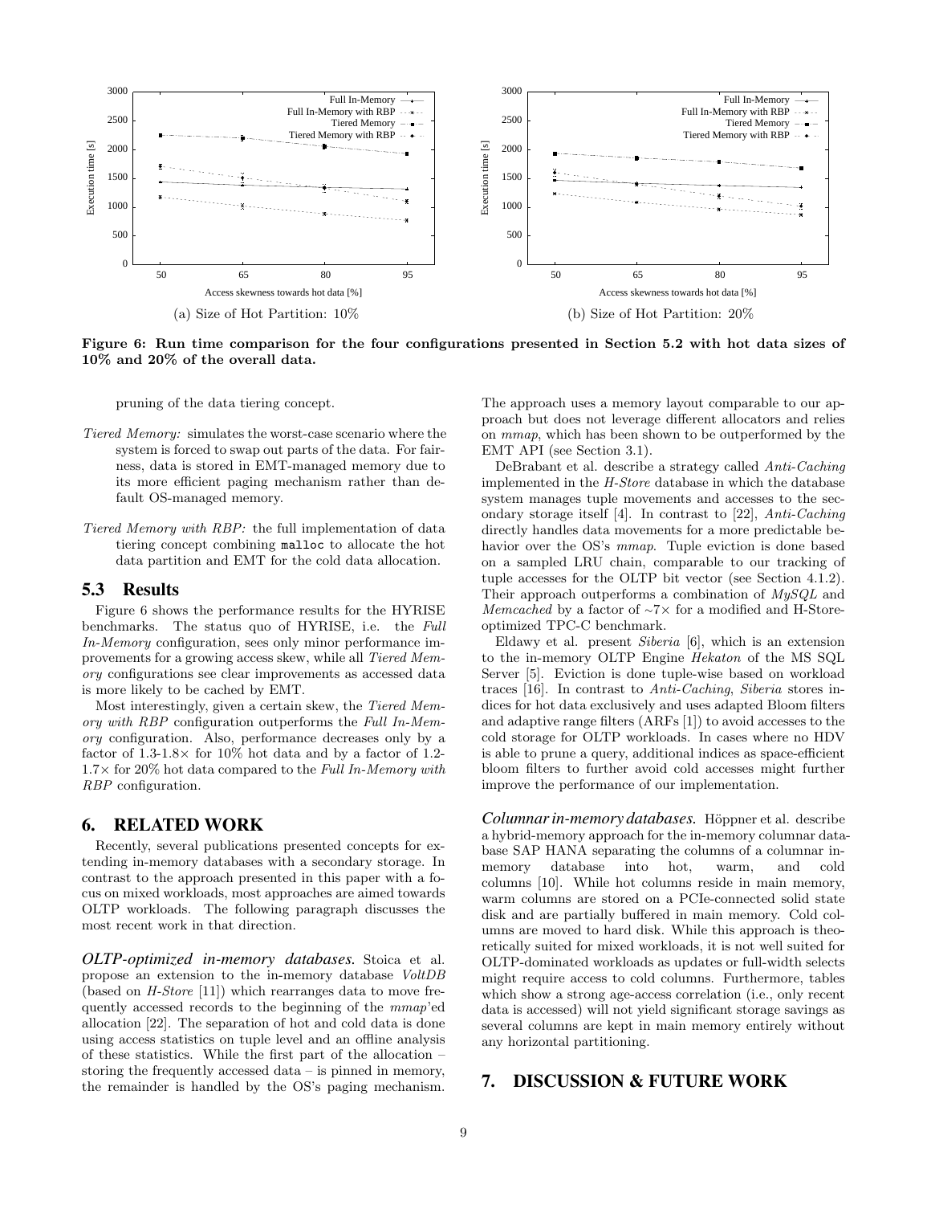Figure 6: Run time comparison for the four configurations presented in Section 5.2 with hot data sizes of 10% and 20% of the overall data.

(a) Size of Hot Partition: 10%

(b) Size of Hot Partition: 20%

pruning of the data tiering concept.

*Tiered Memory:* simulates the worst-case scenario where the system is forced to swap out parts of the data. For fairness, data is stored in EMT-managed memory due to its more efficient paging mechanism rather than default OS-managed memory.

*Tiered Memory with RBP:* the full implementation of data tiering concept combining `malloc` to allocate the hot data partition and EMT for the cold data allocation.

## 5.3 Results

Figure 6 shows the performance results for the HYRISE benchmarks. The status quo of HYRISE, i.e. the *Full In-Memory* configuration, sees only minor performance improvements for a growing access skew, while all *Tiered Memory* configurations see clear improvements as accessed data is more likely to be cached by EMT.

Most interestingly, given a certain skew, the *Tiered Memory with RBP* configuration outperforms the *Full In-Memory* configuration. Also, performance decreases only by a factor of 1.3-1.8× for 10% hot data and by a factor of 1.2-1.7× for 20% hot data compared to the *Full In-Memory with RBP* configuration.

# 6. RELATED WORK

Recently, several publications presented concepts for extending in-memory databases with a secondary storage. In contrast to the approach presented in this paper with a focus on mixed workloads, most approaches are aimed towards OLTP workloads. The following paragraph discusses the most recent work in that direction.

***OLTP-optimized in-memory databases.*** Stoica et al. propose an extension to the in-memory database *VoltDB* (based on *H-Store* [11]) which rearranges data to move frequently accessed records to the beginning of the *mmap*'ed allocation [22]. The separation of hot and cold data is done using access statistics on tuple level and an offline analysis of these statistics. While the first part of the allocation – storing the frequently accessed data – is pinned in memory, the remainder is handled by the OS's paging mechanism. The approach uses a memory layout comparable to our approach but does not leverage different allocators and relies on *mmap*, which has been shown to be outperformed by the EMT API (see Section 3.1).

DeBrabant et al. describe a strategy called *Anti-Caching* implemented in the *H-Store* database in which the database system manages tuple movements and accesses to the secondary storage itself [4]. In contrast to [22], *Anti-Caching* directly handles data movements for a more predictable behavior over the OS's *mmap*. Tuple eviction is done based on a sampled LRU chain, comparable to our tracking of tuple accesses for the OLTP bit vector (see Section 4.1.2). Their approach outperforms a combination of *MySQL* and *Memcached* by a factor of ∼7× for a modified and H-Store-optimized TPC-C benchmark.

Eldawy et al. present *Siberia* [6], which is an extension to the in-memory OLTP Engine *Hekaton* of the MS SQL Server [5]. Eviction is done tuple-wise based on workload traces [16]. In contrast to *Anti-Caching*, *Siberia* stores indices for hot data exclusively and uses adapted Bloom filters and adaptive range filters (ARFs [1]) to avoid accesses to the cold storage for OLTP workloads. In cases where no HDV is able to prune a query, additional indices as space-efficient bloom filters to further avoid cold accesses might further improve the performance of our implementation.

***Columnar in-memory databases.*** Höppner et al. describe a hybrid-memory approach for the in-memory columnar database SAP HANA separating the columns of a columnar in-memory database into hot, warm, and cold columns [10]. While hot columns reside in main memory, warm columns are stored on a PCIe-connected solid state disk and are partially buffered in main memory. Cold columns are moved to hard disk. While this approach is theoretically suited for mixed workloads, it is not well suited for OLTP-dominated workloads as updates or full-width selects might require access to cold columns. Furthermore, tables which show a strong age-access correlation (i.e., only recent data is accessed) will not yield significant storage savings as several columns are kept in main memory entirely without any horizontal partitioning.

# 7. DISCUSSION & FUTURE WORK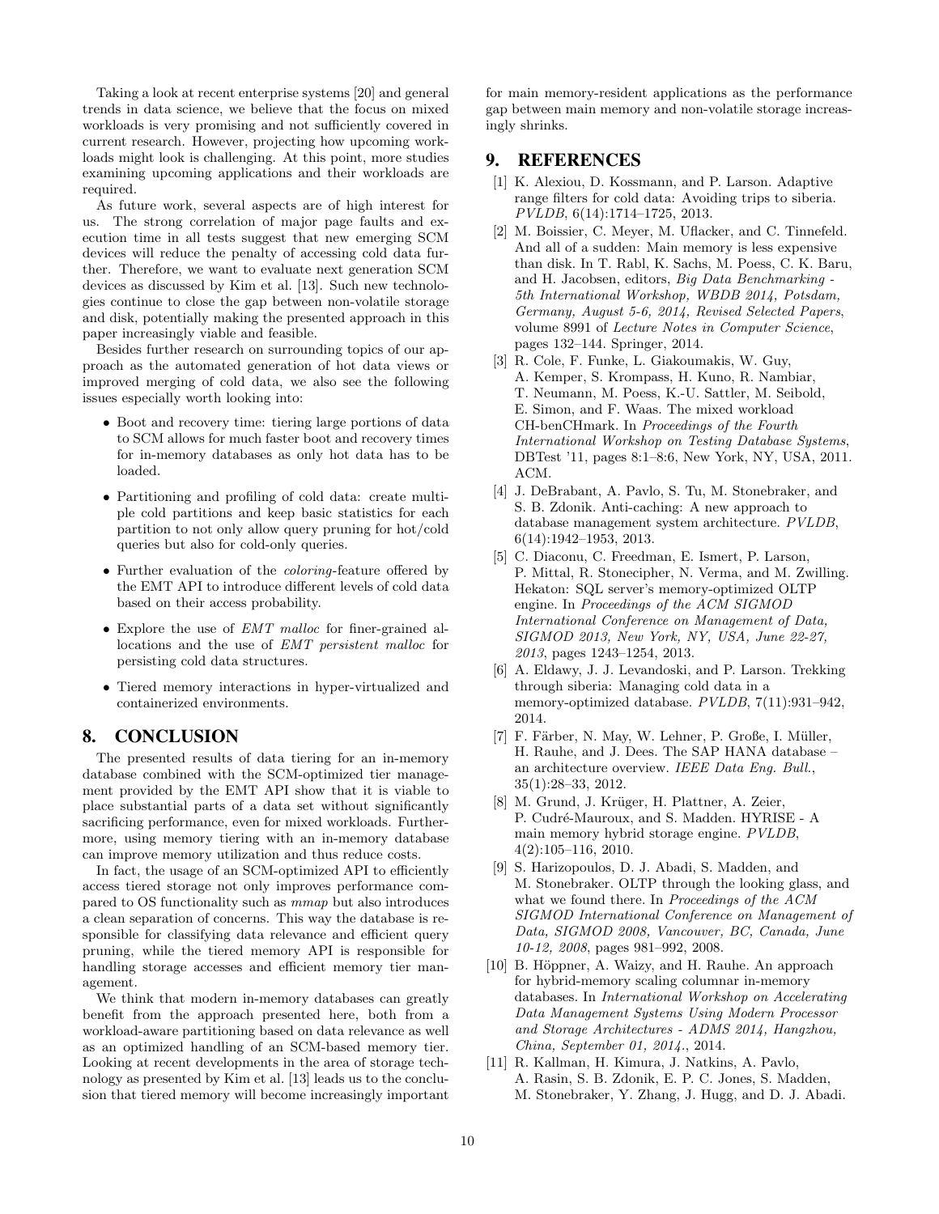Taking a look at recent enterprise systems [20] and general trends in data science, we believe that the focus on mixed workloads is very promising and not sufficiently covered in current research. However, projecting how upcoming workloads might look is challenging. At this point, more studies examining upcoming applications and their workloads are required.

As future work, several aspects are of high interest for us. The strong correlation of major page faults and execution time in all tests suggest that new emerging SCM devices will reduce the penalty of accessing cold data further. Therefore, we want to evaluate next generation SCM devices as discussed by Kim et al. [13]. Such new technologies continue to close the gap between non-volatile storage and disk, potentially making the presented approach in this paper increasingly viable and feasible.

Besides further research on surrounding topics of our approach as the automated generation of hot data views or improved merging of cold data, we also see the following issues especially worth looking into:

- Boot and recovery time: tiering large portions of data to SCM allows for much faster boot and recovery times for in-memory databases as only hot data has to be loaded.
- Partitioning and profiling of cold data: create multiple cold partitions and keep basic statistics for each partition to not only allow query pruning for hot/cold queries but also for cold-only queries.
- Further evaluation of the *coloring*-feature offered by the EMT API to introduce different levels of cold data based on their access probability.
- Explore the use of *EMT malloc* for finer-grained allocations and the use of *EMT persistent malloc* for persisting cold data structures.
- Tiered memory interactions in hyper-virtualized and containerized environments.

# 8. CONCLUSION

The presented results of data tiering for an in-memory database combined with the SCM-optimized tier management provided by the EMT API show that it is viable to place substantial parts of a data set without significantly sacrificing performance, even for mixed workloads. Furthermore, using memory tiering with an in-memory database can improve memory utilization and thus reduce costs.

In fact, the usage of an SCM-optimized API to efficiently access tiered storage not only improves performance compared to OS functionality such as *mmap* but also introduces a clean separation of concerns. This way the database is responsible for classifying data relevance and efficient query pruning, while the tiered memory API is responsible for handling storage accesses and efficient memory tier management.

We think that modern in-memory databases can greatly benefit from the approach presented here, both from a workload-aware partitioning based on data relevance as well as an optimized handling of an SCM-based memory tier. Looking at recent developments in the area of storage technology as presented by Kim et al. [13] leads us to the conclusion that tiered memory will become increasingly important for main memory-resident applications as the performance gap between main memory and non-volatile storage increasingly shrinks.

# 9. REFERENCES

[1] K. Alexiou, D. Kossmann, and P. Larson. Adaptive range filters for cold data: Avoiding trips to siberia. *PVLDB*, 6(14):1714–1725, 2013.

[2] M. Boissier, C. Meyer, M. Uflacker, and C. Tinnefeld. And all of a sudden: Main memory is less expensive than disk. In T. Rabl, K. Sachs, M. Poess, C. K. Baru, and H. Jacobsen, editors, *Big Data Benchmarking - 5th International Workshop, WBDB 2014, Potsdam, Germany, August 5-6, 2014, Revised Selected Papers*, volume 8991 of *Lecture Notes in Computer Science*, pages 132–144. Springer, 2014.

[3] R. Cole, F. Funke, L. Giakoumakis, W. Guy, A. Kemper, S. Krompass, H. Kuno, R. Nambiar, T. Neumann, M. Poess, K.-U. Sattler, M. Seibold, E. Simon, and F. Waas. The mixed workload CH-benCHmark. In *Proceedings of the Fourth International Workshop on Testing Database Systems*, DBTest '11, pages 8:1–8:6, New York, NY, USA, 2011. ACM.

[4] J. DeBrabant, A. Pavlo, S. Tu, M. Stonebraker, and S. B. Zdonik. Anti-caching: A new approach to database management system architecture. *PVLDB*, 6(14):1942–1953, 2013.

[5] C. Diaconu, C. Freedman, E. Ismert, P. Larson, P. Mittal, R. Stonecipher, N. Verma, and M. Zwilling. Hekaton: SQL server's memory-optimized OLTP engine. In *Proceedings of the ACM SIGMOD International Conference on Management of Data, SIGMOD 2013, New York, NY, USA, June 22-27, 2013*, pages 1243–1254, 2013.

[6] A. Eldawy, J. J. Levandoski, and P. Larson. Trekking through siberia: Managing cold data in a memory-optimized database. *PVLDB*, 7(11):931–942, 2014.

[7] F. Färber, N. May, W. Lehner, P. Große, I. Müller, H. Rauhe, and J. Dees. The SAP HANA database – an architecture overview. *IEEE Data Eng. Bull.*, 35(1):28–33, 2012.

[8] M. Grund, J. Krüger, H. Plattner, A. Zeier, P. Cudré-Mauroux, and S. Madden. HYRISE - A main memory hybrid storage engine. *PVLDB*, 4(2):105–116, 2010.

[9] S. Harizopoulos, D. J. Abadi, S. Madden, and M. Stonebraker. OLTP through the looking glass, and what we found there. In *Proceedings of the ACM SIGMOD International Conference on Management of Data, SIGMOD 2008, Vancouver, BC, Canada, June 10-12, 2008*, pages 981–992, 2008.

[10] B. Höppner, A. Waizy, and H. Rauhe. An approach for hybrid-memory scaling columnar in-memory databases. In *International Workshop on Accelerating Data Management Systems Using Modern Processor and Storage Architectures - ADMS 2014, Hangzhou, China, September 01, 2014.*, 2014.

[11] R. Kallman, H. Kimura, J. Natkins, A. Pavlo, A. Rasin, S. B. Zdonik, E. P. C. Jones, S. Madden, M. Stonebraker, Y. Zhang, J. Hugg, and D. J. Abadi.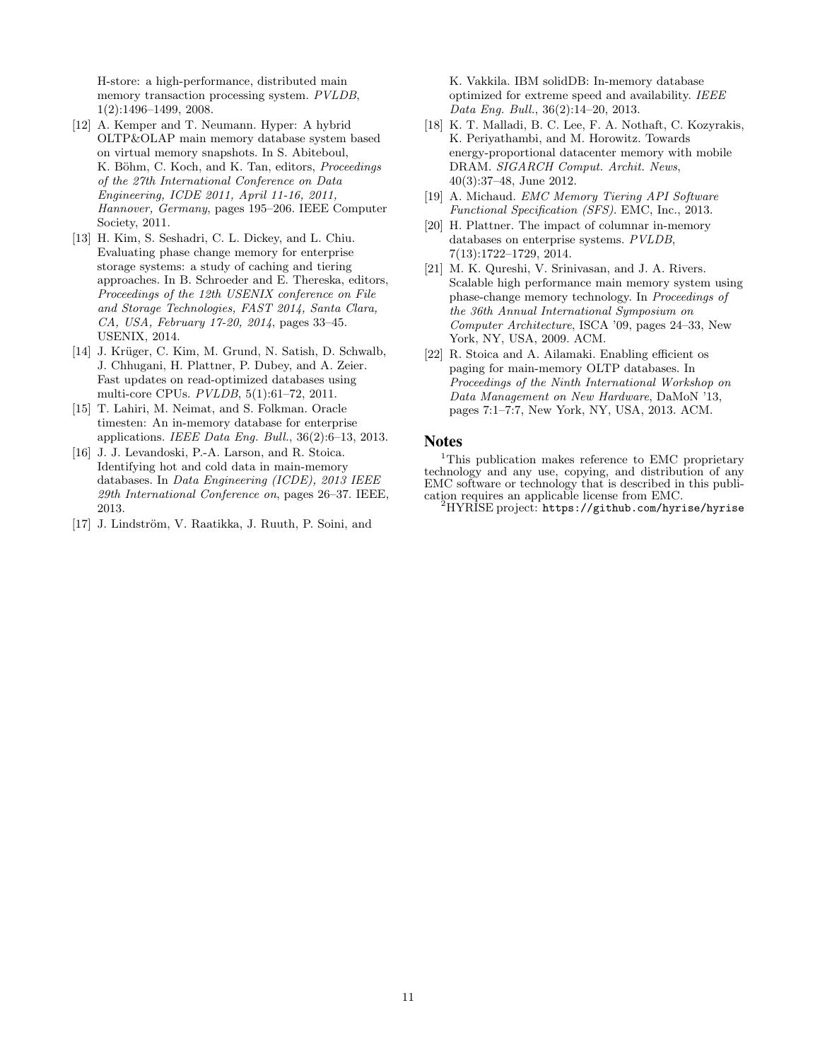H-store: a high-performance, distributed main memory transaction processing system. *PVLDB*, 1(2):1496–1499, 2008.

[12] A. Kemper and T. Neumann. Hyper: A hybrid OLTP&OLAP main memory database system based on virtual memory snapshots. In S. Abiteboul, K. Böhm, C. Koch, and K. Tan, editors, *Proceedings of the 27th International Conference on Data Engineering, ICDE 2011, April 11-16, 2011, Hannover, Germany*, pages 195–206. IEEE Computer Society, 2011.

[13] H. Kim, S. Seshadri, C. L. Dickey, and L. Chiu. Evaluating phase change memory for enterprise storage systems: a study of caching and tiering approaches. In B. Schroeder and E. Thereska, editors, *Proceedings of the 12th USENIX conference on File and Storage Technologies, FAST 2014, Santa Clara, CA, USA, February 17-20, 2014*, pages 33–45. USENIX, 2014.

[14] J. Krüger, C. Kim, M. Grund, N. Satish, D. Schwalb, J. Chhugani, H. Plattner, P. Dubey, and A. Zeier. Fast updates on read-optimized databases using multi-core CPUs. *PVLDB*, 5(1):61–72, 2011.

[15] T. Lahiri, M. Neimat, and S. Folkman. Oracle timesten: An in-memory database for enterprise applications. *IEEE Data Eng. Bull.*, 36(2):6–13, 2013.

[16] J. J. Levandoski, P.-A. Larson, and R. Stoica. Identifying hot and cold data in main-memory databases. In *Data Engineering (ICDE), 2013 IEEE 29th International Conference on*, pages 26–37. IEEE, 2013.

[17] J. Lindström, V. Raatikka, J. Ruuth, P. Soini, and K. Vakkila. IBM solidDB: In-memory database optimized for extreme speed and availability. *IEEE Data Eng. Bull.*, 36(2):14–20, 2013.

[18] K. T. Malladi, B. C. Lee, F. A. Nothaft, C. Kozyrakis, K. Periyathambi, and M. Horowitz. Towards energy-proportional datacenter memory with mobile DRAM. *SIGARCH Comput. Archit. News*, 40(3):37–48, June 2012.

[19] A. Michaud. *EMC Memory Tiering API Software Functional Specification (SFS)*. EMC, Inc., 2013.

[20] H. Plattner. The impact of columnar in-memory databases on enterprise systems. *PVLDB*, 7(13):1722–1729, 2014.

[21] M. K. Qureshi, V. Srinivasan, and J. A. Rivers. Scalable high performance main memory system using phase-change memory technology. In *Proceedings of the 36th Annual International Symposium on Computer Architecture*, ISCA '09, pages 24–33, New York, NY, USA, 2009. ACM.

[22] R. Stoica and A. Ailamaki. Enabling efficient os paging for main-memory OLTP databases. In *Proceedings of the Ninth International Workshop on Data Management on New Hardware*, DaMoN '13, pages 7:1–7:7, New York, NY, USA, 2013. ACM.

## Notes

[1]This publication makes reference to EMC proprietary technology and any use, copying, and distribution of any EMC software or technology that is described in this publication requires an applicable license from EMC.

[2]HYRISE project: `https://github.com/hyrise/hyrise`